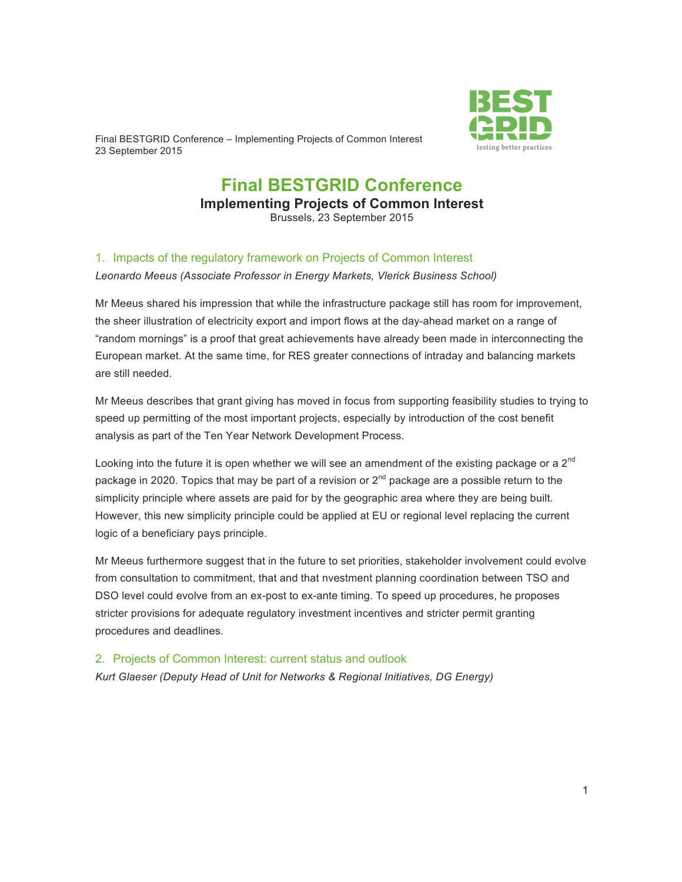# Final BESTGRID Conference

**Implementing Projects of Common Interest**

Brussels, 23 September 2015

## 1. Impacts of the regulatory framework on Projects of Common Interest

*Leonardo Meeus (Associate Professor in Energy Markets, Vlerick Business School)*

Mr Meeus shared his impression that while the infrastructure package still has room for improvement, the sheer illustration of electricity export and import flows at the day-ahead market on a range of "random mornings" is a proof that great achievements have already been made in interconnecting the European market. At the same time, for RES greater connections of intraday and balancing markets are still needed.

Mr Meeus describes that grant giving has moved in focus from supporting feasibility studies to trying to speed up permitting of the most important projects, especially by introduction of the cost benefit analysis as part of the Ten Year Network Development Process.

Looking into the future it is open whether we will see an amendment of the existing package or a 2nd package in 2020. Topics that may be part of a revision or 2nd package are a possible return to the simplicity principle where assets are paid for by the geographic area where they are being built. However, this new simplicity principle could be applied at EU or regional level replacing the current logic of a beneficiary pays principle.

Mr Meeus furthermore suggest that in the future to set priorities, stakeholder involvement could evolve from consultation to commitment, that and that nvestment planning coordination between TSO and DSO level could evolve from an ex-post to ex-ante timing. To speed up procedures, he proposes stricter provisions for adequate regulatory investment incentives and stricter permit granting procedures and deadlines.

## 2. Projects of Common Interest: current status and outlook

*Kurt Glaeser (Deputy Head of Unit for Networks & Regional Initiatives, DG Energy)*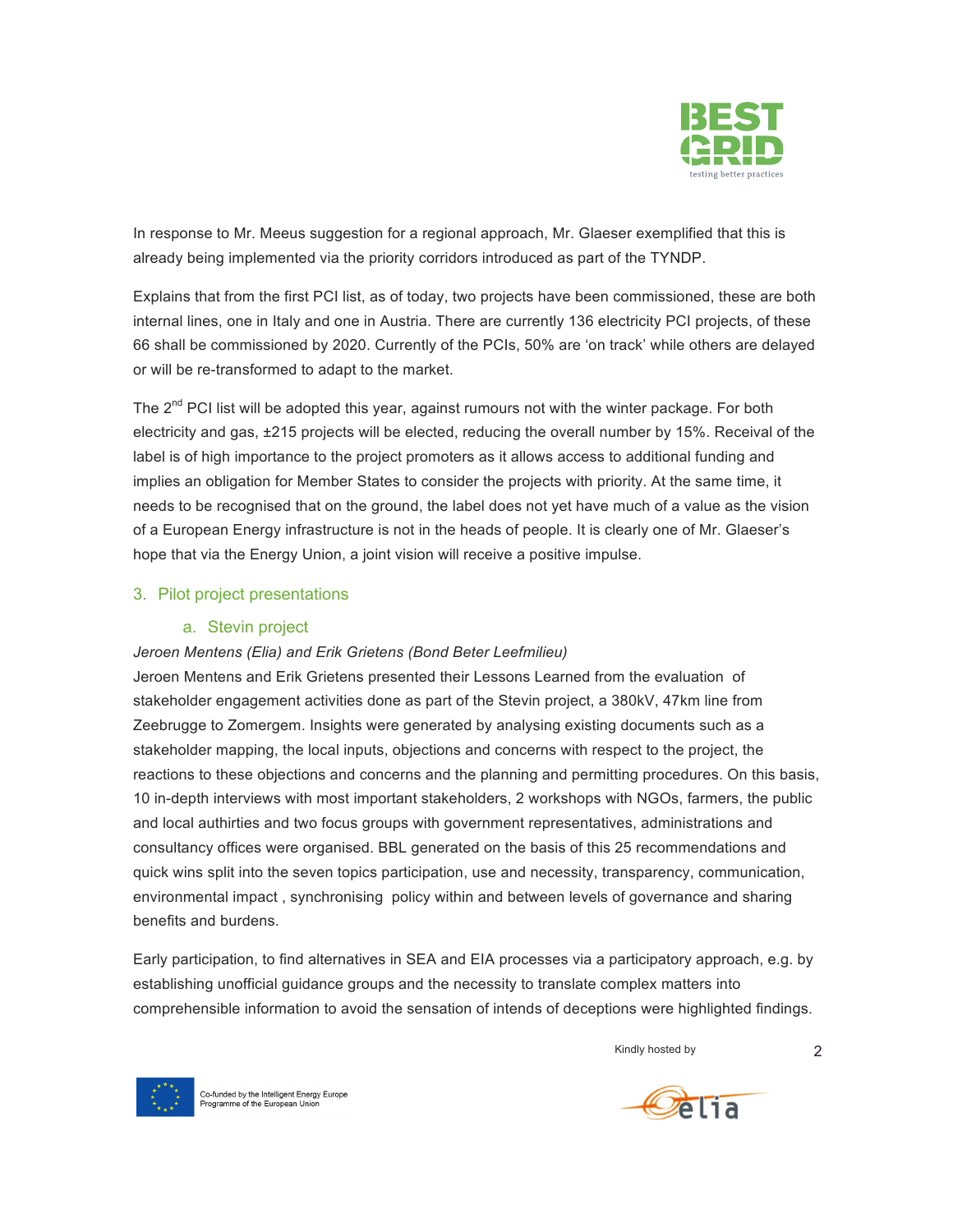In response to Mr. Meeus suggestion for a regional approach, Mr. Glaeser exemplified that this is already being implemented via the priority corridors introduced as part of the TYNDP.

Explains that from the first PCI list, as of today, two projects have been commissioned, these are both internal lines, one in Italy and one in Austria. There are currently 136 electricity PCI projects, of these 66 shall be commissioned by 2020. Currently of the PCIs, 50% are 'on track' while others are delayed or will be re-transformed to adapt to the market.

The 2nd PCI list will be adopted this year, against rumours not with the winter package. For both electricity and gas, ±215 projects will be elected, reducing the overall number by 15%. Receival of the label is of high importance to the project promoters as it allows access to additional funding and implies an obligation for Member States to consider the projects with priority. At the same time, it needs to be recognised that on the ground, the label does not yet have much of a value as the vision of a European Energy infrastructure is not in the heads of people. It is clearly one of Mr. Glaeser's hope that via the Energy Union, a joint vision will receive a positive impulse.

## 3. Pilot project presentations

### a. Stevin project

*Jeroen Mentens (Elia) and Erik Grietens (Bond Beter Leefmilieu)*

Jeroen Mentens and Erik Grietens presented their Lessons Learned from the evaluation of stakeholder engagement activities done as part of the Stevin project, a 380kV, 47km line from Zeebrugge to Zomergem. Insights were generated by analysing existing documents such as a stakeholder mapping, the local inputs, objections and concerns with respect to the project, the reactions to these objections and concerns and the planning and permitting procedures. On this basis, 10 in-depth interviews with most important stakeholders, 2 workshops with NGOs, farmers, the public and local authirties and two focus groups with government representatives, administrations and consultancy offices were organised. BBL generated on the basis of this 25 recommendations and quick wins split into the seven topics participation, use and necessity, transparency, communication, environmental impact , synchronising policy within and between levels of governance and sharing benefits and burdens.

Early participation, to find alternatives in SEA and EIA processes via a participatory approach, e.g. by establishing unofficial guidance groups and the necessity to translate complex matters into comprehensible information to avoid the sensation of intends of deceptions were highlighted findings.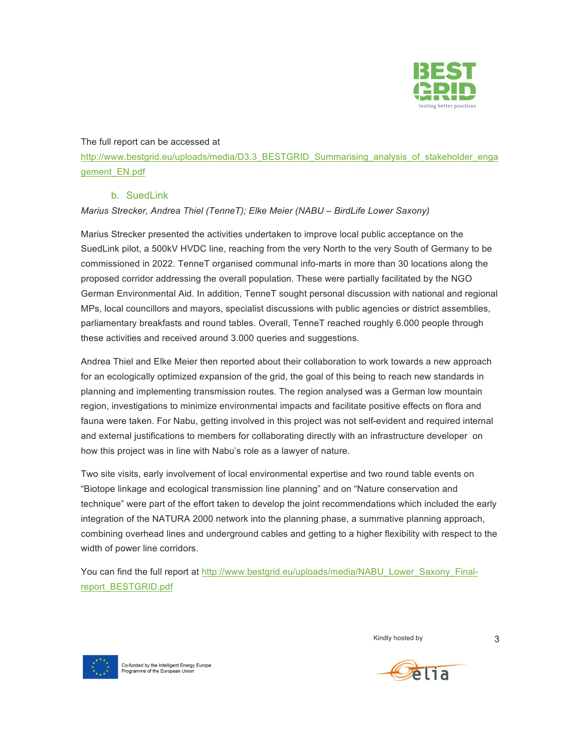The full report can be accessed at http://www.bestgrid.eu/uploads/media/D3.3_BESTGRID_Summarising_analysis_of_stakeholder_engagement_EN.pdf

### b. SuedLink

*Marius Strecker, Andrea Thiel (TenneT); Elke Meier (NABU – BirdLife Lower Saxony)*

Marius Strecker presented the activities undertaken to improve local public acceptance on the SuedLink pilot, a 500kV HVDC line, reaching from the very North to the very South of Germany to be commissioned in 2022. TenneT organised communal info-marts in more than 30 locations along the proposed corridor addressing the overall population. These were partially facilitated by the NGO German Environmental Aid. In addition, TenneT sought personal discussion with national and regional MPs, local councillors and mayors, specialist discussions with public agencies or district assemblies, parliamentary breakfasts and round tables. Overall, TenneT reached roughly 6.000 people through these activities and received around 3.000 queries and suggestions.

Andrea Thiel and Elke Meier then reported about their collaboration to work towards a new approach for an ecologically optimized expansion of the grid, the goal of this being to reach new standards in planning and implementing transmission routes. The region analysed was a German low mountain region, investigations to minimize environmental impacts and facilitate positive effects on flora and fauna were taken. For Nabu, getting involved in this project was not self-evident and required internal and external justifications to members for collaborating directly with an infrastructure developer on how this project was in line with Nabu's role as a lawyer of nature.

Two site visits, early involvement of local environmental expertise and two round table events on "Biotope linkage and ecological transmission line planning" and on "Nature conservation and technique" were part of the effort taken to develop the joint recommendations which included the early integration of the NATURA 2000 network into the planning phase, a summative planning approach, combining overhead lines and underground cables and getting to a higher flexibility with respect to the width of power line corridors.

You can find the full report at http://www.bestgrid.eu/uploads/media/NABU_Lower_Saxony_Final-report_BESTGRID.pdf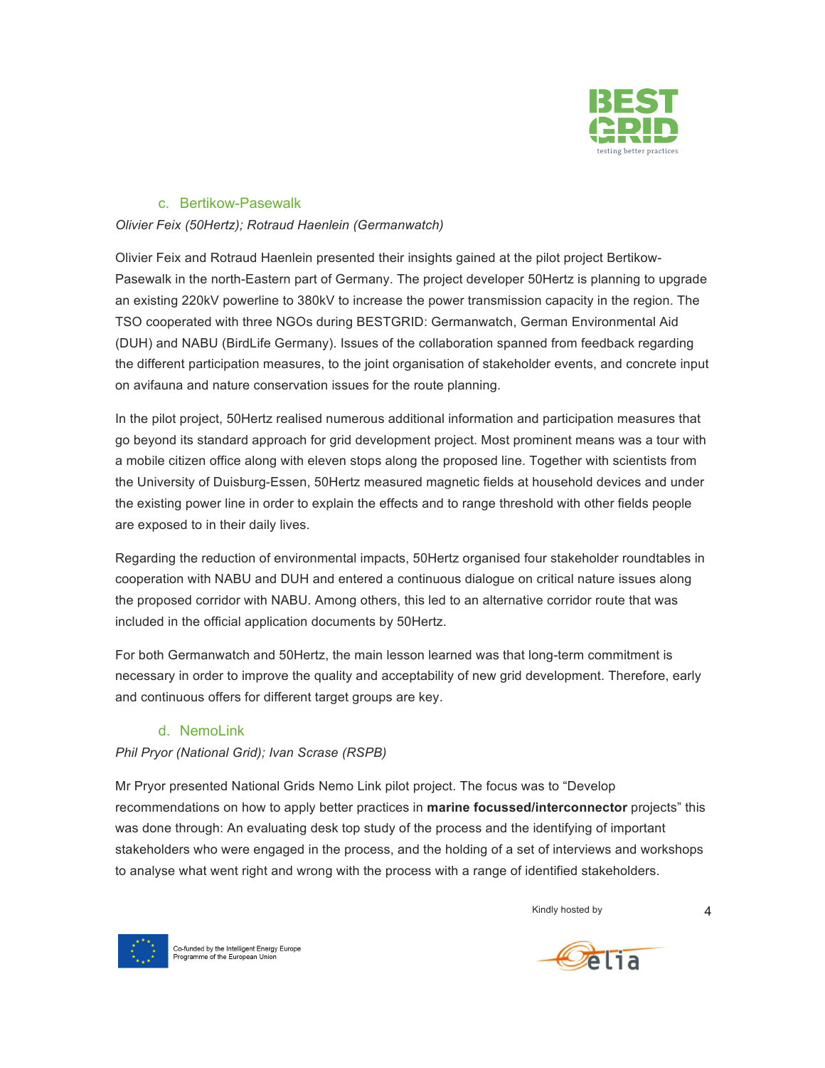### c. Bertikow-Pasewalk

*Olivier Feix (50Hertz); Rotraud Haenlein (Germanwatch)*

Olivier Feix and Rotraud Haenlein presented their insights gained at the pilot project Bertikow-Pasewalk in the north-Eastern part of Germany. The project developer 50Hertz is planning to upgrade an existing 220kV powerline to 380kV to increase the power transmission capacity in the region. The TSO cooperated with three NGOs during BESTGRID: Germanwatch, German Environmental Aid (DUH) and NABU (BirdLife Germany). Issues of the collaboration spanned from feedback regarding the different participation measures, to the joint organisation of stakeholder events, and concrete input on avifauna and nature conservation issues for the route planning.

In the pilot project, 50Hertz realised numerous additional information and participation measures that go beyond its standard approach for grid development project. Most prominent means was a tour with a mobile citizen office along with eleven stops along the proposed line. Together with scientists from the University of Duisburg-Essen, 50Hertz measured magnetic fields at household devices and under the existing power line in order to explain the effects and to range threshold with other fields people are exposed to in their daily lives.

Regarding the reduction of environmental impacts, 50Hertz organised four stakeholder roundtables in cooperation with NABU and DUH and entered a continuous dialogue on critical nature issues along the proposed corridor with NABU. Among others, this led to an alternative corridor route that was included in the official application documents by 50Hertz.

For both Germanwatch and 50Hertz, the main lesson learned was that long-term commitment is necessary in order to improve the quality and acceptability of new grid development. Therefore, early and continuous offers for different target groups are key.

### d. NemoLink

*Phil Pryor (National Grid); Ivan Scrase (RSPB)*

Mr Pryor presented National Grids Nemo Link pilot project. The focus was to “Develop recommendations on how to apply better practices in **marine focussed/interconnector** projects” this was done through: An evaluating desk top study of the process and the identifying of important stakeholders who were engaged in the process, and the holding of a set of interviews and workshops to analyse what went right and wrong with the process with a range of identified stakeholders.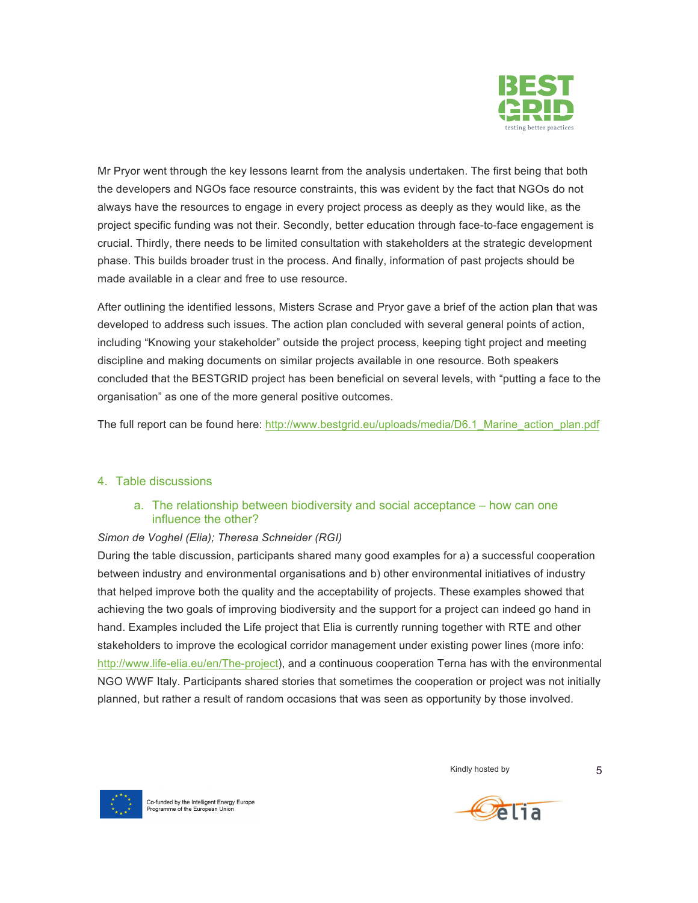Mr Pryor went through the key lessons learnt from the analysis undertaken. The first being that both the developers and NGOs face resource constraints, this was evident by the fact that NGOs do not always have the resources to engage in every project process as deeply as they would like, as the project specific funding was not their. Secondly, better education through face-to-face engagement is crucial. Thirdly, there needs to be limited consultation with stakeholders at the strategic development phase. This builds broader trust in the process. And finally, information of past projects should be made available in a clear and free to use resource.

After outlining the identified lessons, Misters Scrase and Pryor gave a brief of the action plan that was developed to address such issues. The action plan concluded with several general points of action, including "Knowing your stakeholder" outside the project process, keeping tight project and meeting discipline and making documents on similar projects available in one resource. Both speakers concluded that the BESTGRID project has been beneficial on several levels, with "putting a face to the organisation" as one of the more general positive outcomes.

The full report can be found here: http://www.bestgrid.eu/uploads/media/D6.1_Marine_action_plan.pdf

## 4. Table discussions

### a. The relationship between biodiversity and social acceptance – how can one influence the other?

*Simon de Voghel (Elia); Theresa Schneider (RGI)*

During the table discussion, participants shared many good examples for a) a successful cooperation between industry and environmental organisations and b) other environmental initiatives of industry that helped improve both the quality and the acceptability of projects. These examples showed that achieving the two goals of improving biodiversity and the support for a project can indeed go hand in hand. Examples included the Life project that Elia is currently running together with RTE and other stakeholders to improve the ecological corridor management under existing power lines (more info: http://www.life-elia.eu/en/The-project), and a continuous cooperation Terna has with the environmental NGO WWF Italy. Participants shared stories that sometimes the cooperation or project was not initially planned, but rather a result of random occasions that was seen as opportunity by those involved.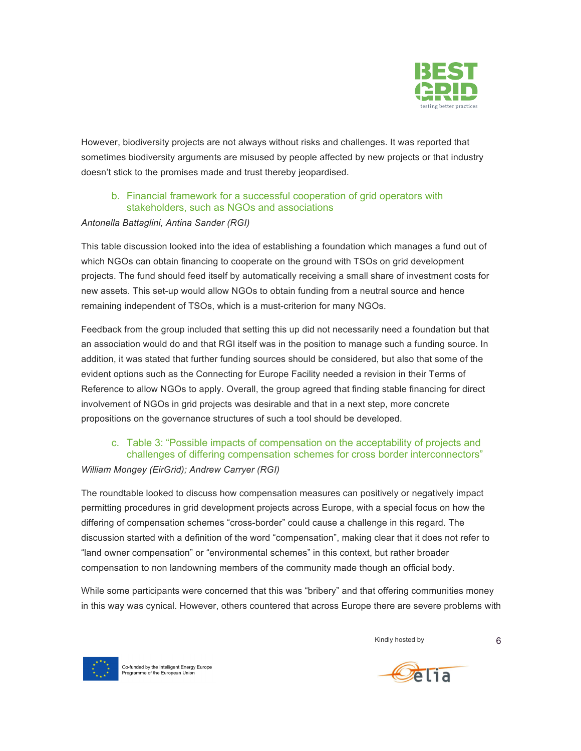However, biodiversity projects are not always without risks and challenges. It was reported that sometimes biodiversity arguments are misused by people affected by new projects or that industry doesn't stick to the promises made and trust thereby jeopardised.

### b. Financial framework for a successful cooperation of grid operators with stakeholders, such as NGOs and associations

*Antonella Battaglini, Antina Sander (RGI)*

This table discussion looked into the idea of establishing a foundation which manages a fund out of which NGOs can obtain financing to cooperate on the ground with TSOs on grid development projects. The fund should feed itself by automatically receiving a small share of investment costs for new assets. This set-up would allow NGOs to obtain funding from a neutral source and hence remaining independent of TSOs, which is a must-criterion for many NGOs.

Feedback from the group included that setting this up did not necessarily need a foundation but that an association would do and that RGI itself was in the position to manage such a funding source. In addition, it was stated that further funding sources should be considered, but also that some of the evident options such as the Connecting for Europe Facility needed a revision in their Terms of Reference to allow NGOs to apply. Overall, the group agreed that finding stable financing for direct involvement of NGOs in grid projects was desirable and that in a next step, more concrete propositions on the governance structures of such a tool should be developed.

### c. Table 3: "Possible impacts of compensation on the acceptability of projects and challenges of differing compensation schemes for cross border interconnectors"

*William Mongey (EirGrid); Andrew Carryer (RGI)*

The roundtable looked to discuss how compensation measures can positively or negatively impact permitting procedures in grid development projects across Europe, with a special focus on how the differing of compensation schemes "cross-border" could cause a challenge in this regard. The discussion started with a definition of the word "compensation", making clear that it does not refer to "land owner compensation" or "environmental schemes" in this context, but rather broader compensation to non landowning members of the community made though an official body.

While some participants were concerned that this was "bribery" and that offering communities money in this way was cynical. However, others countered that across Europe there are severe problems with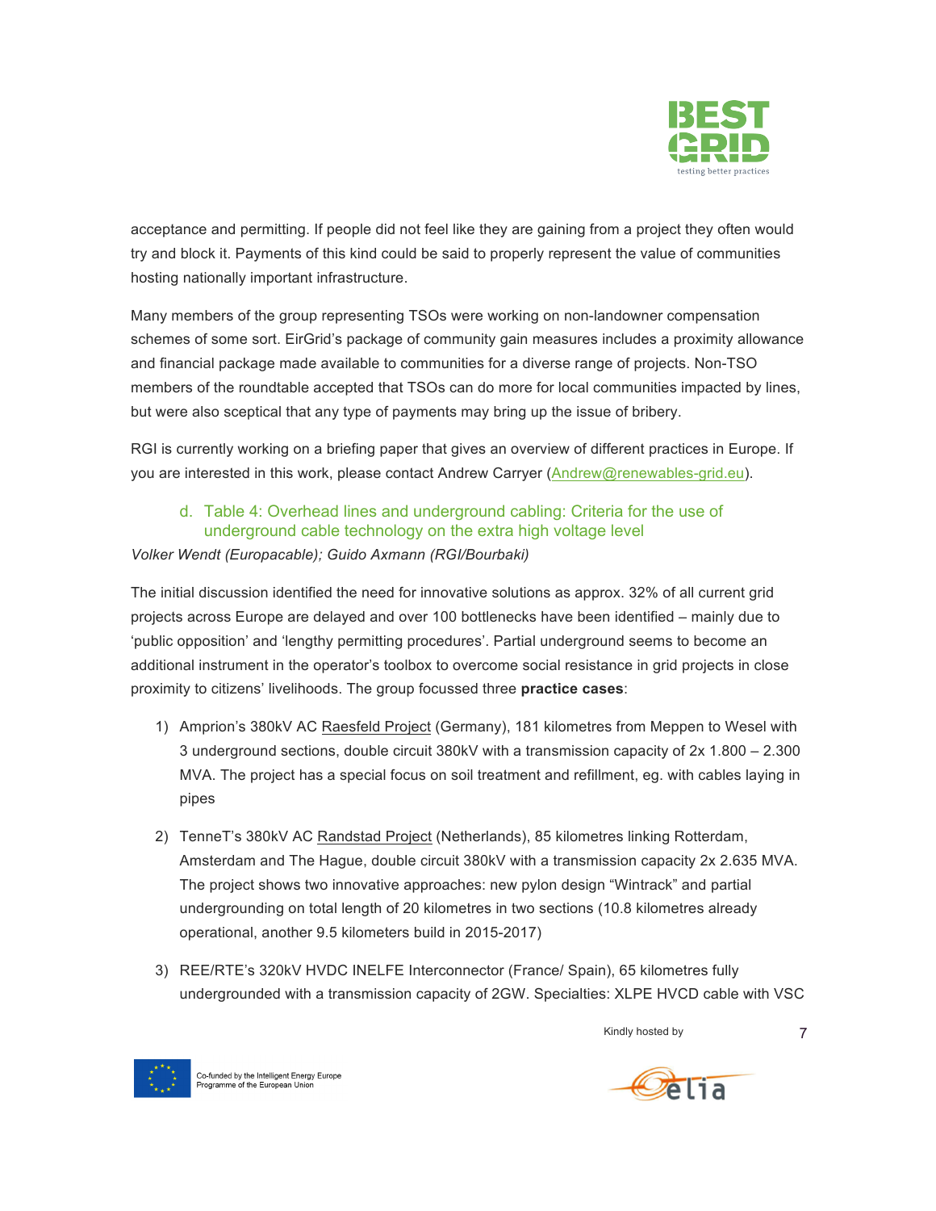acceptance and permitting. If people did not feel like they are gaining from a project they often would try and block it. Payments of this kind could be said to properly represent the value of communities hosting nationally important infrastructure.

Many members of the group representing TSOs were working on non-landowner compensation schemes of some sort. EirGrid's package of community gain measures includes a proximity allowance and financial package made available to communities for a diverse range of projects. Non-TSO members of the roundtable accepted that TSOs can do more for local communities impacted by lines, but were also sceptical that any type of payments may bring up the issue of bribery.

RGI is currently working on a briefing paper that gives an overview of different practices in Europe. If you are interested in this work, please contact Andrew Carryer (Andrew@renewables-grid.eu).

### d. Table 4: Overhead lines and underground cabling: Criteria for the use of underground cable technology on the extra high voltage level

*Volker Wendt (Europacable); Guido Axmann (RGI/Bourbaki)*

The initial discussion identified the need for innovative solutions as approx. 32% of all current grid projects across Europe are delayed and over 100 bottlenecks have been identified – mainly due to 'public opposition' and 'lengthy permitting procedures'. Partial underground seems to become an additional instrument in the operator's toolbox to overcome social resistance in grid projects in close proximity to citizens' livelihoods. The group focussed three **practice cases**:

1) Amprion's 380kV AC Raesfeld Project (Germany), 181 kilometres from Meppen to Wesel with 3 underground sections, double circuit 380kV with a transmission capacity of 2x 1.800 – 2.300 MVA. The project has a special focus on soil treatment and refillment, eg. with cables laying in pipes

2) TenneT's 380kV AC Randstad Project (Netherlands), 85 kilometres linking Rotterdam, Amsterdam and The Hague, double circuit 380kV with a transmission capacity 2x 2.635 MVA. The project shows two innovative approaches: new pylon design "Wintrack" and partial undergrounding on total length of 20 kilometres in two sections (10.8 kilometres already operational, another 9.5 kilometers build in 2015-2017)

3) REE/RTE's 320kV HVDC INELFE Interconnector (France/ Spain), 65 kilometres fully undergrounded with a transmission capacity of 2GW. Specialties: XLPE HVCD cable with VSC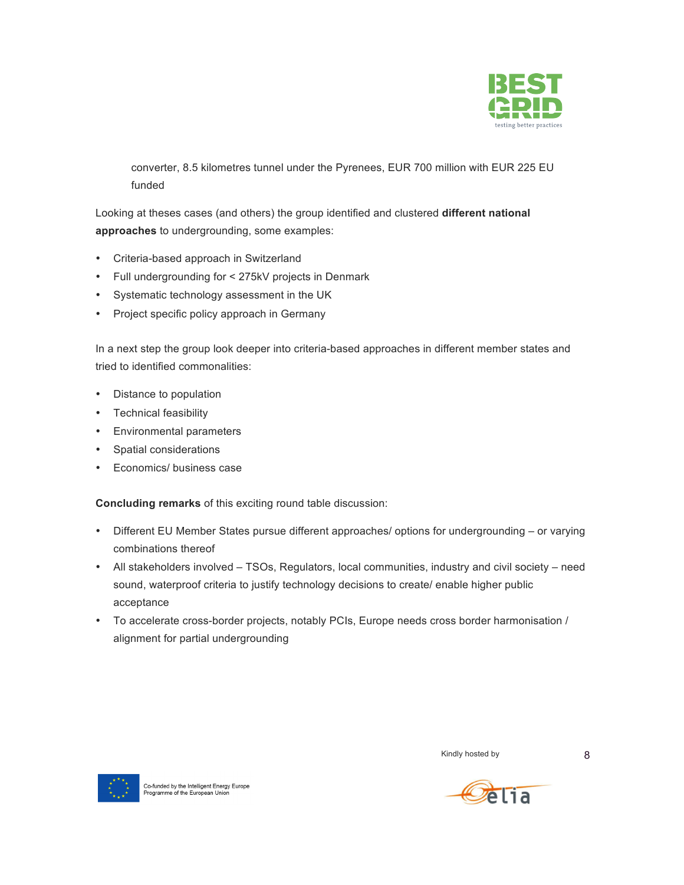converter, 8.5 kilometres tunnel under the Pyrenees, EUR 700 million with EUR 225 EU funded

Looking at theses cases (and others) the group identified and clustered **different national approaches** to undergrounding, some examples:

- Criteria-based approach in Switzerland
- Full undergrounding for < 275kV projects in Denmark
- Systematic technology assessment in the UK
- Project specific policy approach in Germany

In a next step the group look deeper into criteria-based approaches in different member states and tried to identified commonalities:

- Distance to population
- Technical feasibility
- Environmental parameters
- Spatial considerations
- Economics/ business case

**Concluding remarks** of this exciting round table discussion:

- Different EU Member States pursue different approaches/ options for undergrounding – or varying combinations thereof
- All stakeholders involved – TSOs, Regulators, local communities, industry and civil society – need sound, waterproof criteria to justify technology decisions to create/ enable higher public acceptance
- To accelerate cross-border projects, notably PCIs, Europe needs cross border harmonisation / alignment for partial undergrounding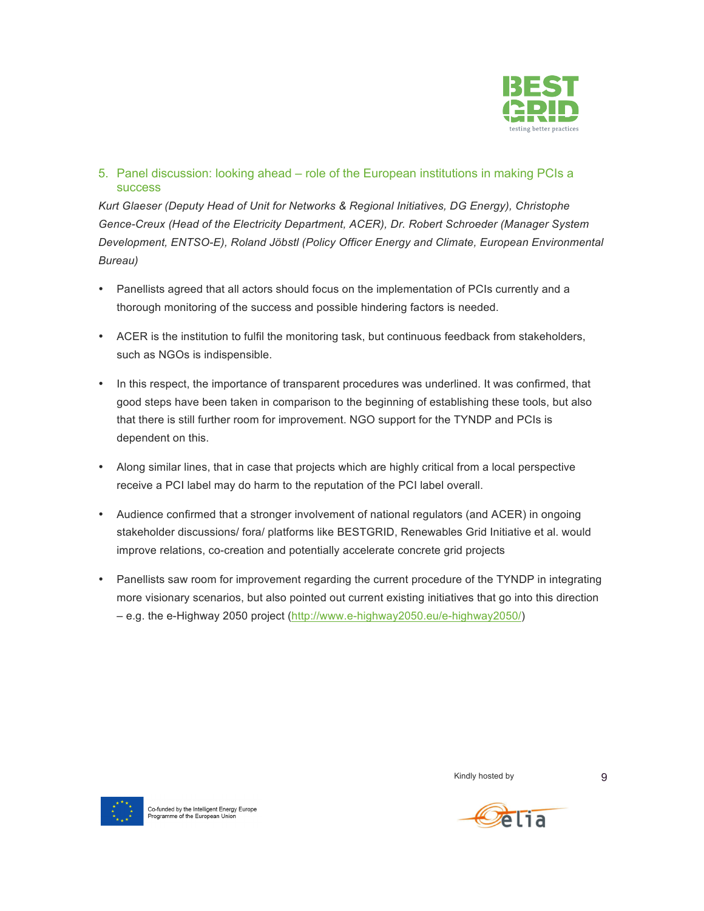## 5. Panel discussion: looking ahead – role of the European institutions in making PCIs a success

*Kurt Glaeser (Deputy Head of Unit for Networks & Regional Initiatives, DG Energy), Christophe Gence-Creux (Head of the Electricity Department, ACER), Dr. Robert Schroeder (Manager System Development, ENTSO-E), Roland Jöbstl (Policy Officer Energy and Climate, European Environmental Bureau)*

- Panellists agreed that all actors should focus on the implementation of PCIs currently and a thorough monitoring of the success and possible hindering factors is needed.
- ACER is the institution to fulfil the monitoring task, but continuous feedback from stakeholders, such as NGOs is indispensible.
- In this respect, the importance of transparent procedures was underlined. It was confirmed, that good steps have been taken in comparison to the beginning of establishing these tools, but also that there is still further room for improvement. NGO support for the TYNDP and PCIs is dependent on this.
- Along similar lines, that in case that projects which are highly critical from a local perspective receive a PCI label may do harm to the reputation of the PCI label overall.
- Audience confirmed that a stronger involvement of national regulators (and ACER) in ongoing stakeholder discussions/ fora/ platforms like BESTGRID, Renewables Grid Initiative et al. would improve relations, co-creation and potentially accelerate concrete grid projects
- Panellists saw room for improvement regarding the current procedure of the TYNDP in integrating more visionary scenarios, but also pointed out current existing initiatives that go into this direction – e.g. the e-Highway 2050 project (http://www.e-highway2050.eu/e-highway2050/)